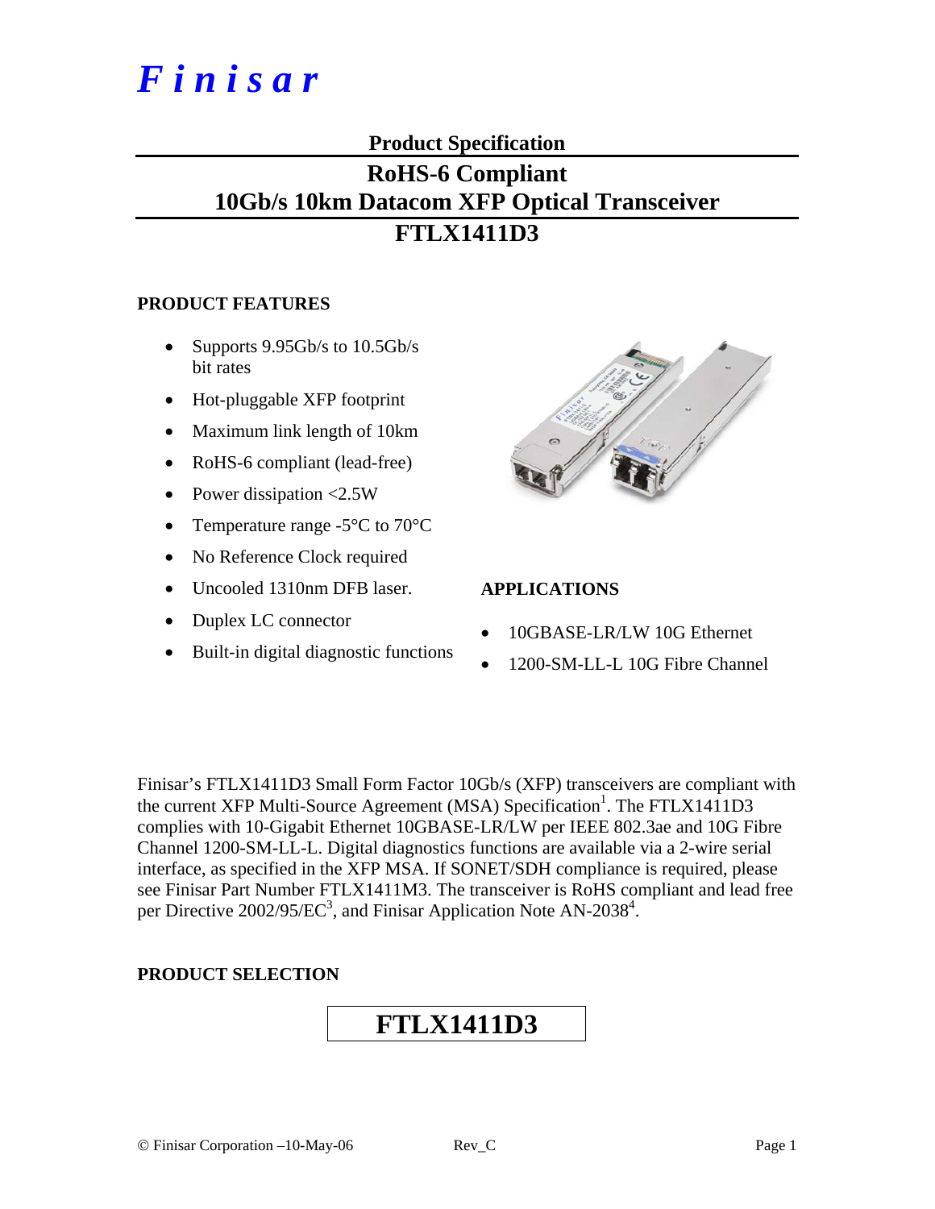# *Finisar*

**Product Specification**

## RoHS-6 Compliant
## 10Gb/s 10km Datacom XFP Optical Transceiver
## FTLX1411D3

### PRODUCT FEATURES

- Supports 9.95Gb/s to 10.5Gb/s bit rates
- Hot-pluggable XFP footprint
- Maximum link length of 10km
- RoHS-6 compliant (lead-free)
- Power dissipation <2.5W
- Temperature range -5°C to 70°C
- No Reference Clock required
- Uncooled 1310nm DFB laser.
- Duplex LC connector
- Built-in digital diagnostic functions

### APPLICATIONS

- 10GBASE-LR/LW 10G Ethernet
- 1200-SM-LL-L 10G Fibre Channel

Finisar's FTLX1411D3 Small Form Factor 10Gb/s (XFP) transceivers are compliant with the current XFP Multi-Source Agreement (MSA) Specification[1]. The FTLX1411D3 complies with 10-Gigabit Ethernet 10GBASE-LR/LW per IEEE 802.3ae and 10G Fibre Channel 1200-SM-LL-L. Digital diagnostics functions are available via a 2-wire serial interface, as specified in the XFP MSA. If SONET/SDH compliance is required, please see Finisar Part Number FTLX1411M3. The transceiver is RoHS compliant and lead free per Directive 2002/95/EC[3], and Finisar Application Note AN-2038[4].

### PRODUCT SELECTION

| FTLX1411D3 |
|---|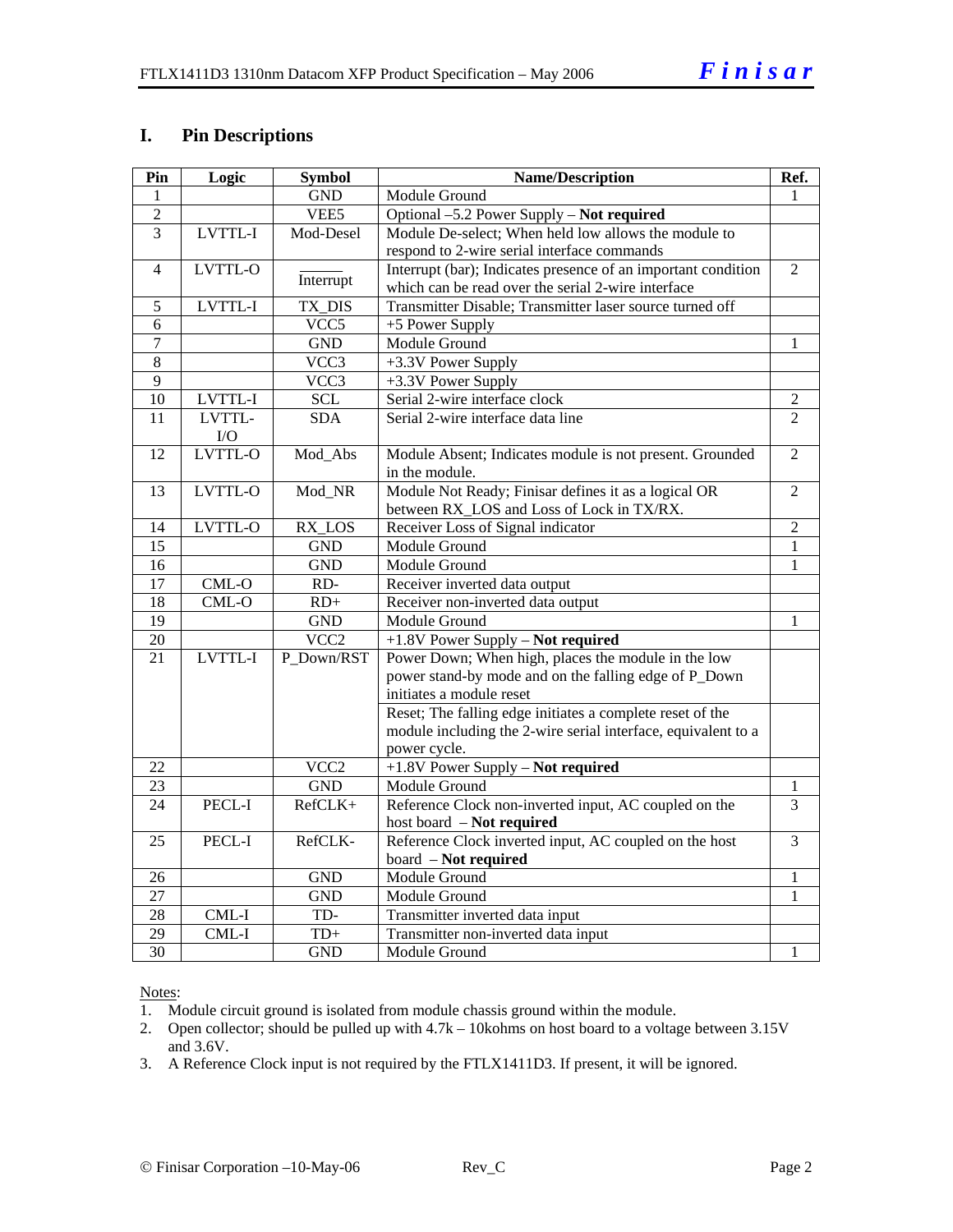## I. Pin Descriptions

| Pin | Logic | Symbol | Name/Description | Ref. |
|---|---|---|---|---|
| 1 | | GND | Module Ground | 1 |
| 2 | | VEE5 | Optional –5.2 Power Supply – **Not required** | |
| 3 | LVTTL-I | Mod-Desel | Module De-select; When held low allows the module to respond to 2-wire serial interface commands | |
| 4 | LVTTL-O | $\overline{\text{Interrupt}}$ | Interrupt (bar); Indicates presence of an important condition which can be read over the serial 2-wire interface | 2 |
| 5 | LVTTL-I | TX_DIS | Transmitter Disable; Transmitter laser source turned off | |
| 6 | | VCC5 | +5 Power Supply | |
| 7 | | GND | Module Ground | 1 |
| 8 | | VCC3 | +3.3V Power Supply | |
| 9 | | VCC3 | +3.3V Power Supply | |
| 10 | LVTTL-I | SCL | Serial 2-wire interface clock | 2 |
| 11 | LVTTL-I/O | SDA | Serial 2-wire interface data line | 2 |
| 12 | LVTTL-O | Mod_Abs | Module Absent; Indicates module is not present. Grounded in the module. | 2 |
| 13 | LVTTL-O | Mod_NR | Module Not Ready; Finisar defines it as a logical OR between RX_LOS and Loss of Lock in TX/RX. | 2 |
| 14 | LVTTL-O | RX_LOS | Receiver Loss of Signal indicator | 2 |
| 15 | | GND | Module Ground | 1 |
| 16 | | GND | Module Ground | 1 |
| 17 | CML-O | RD- | Receiver inverted data output | |
| 18 | CML-O | RD+ | Receiver non-inverted data output | |
| 19 | | GND | Module Ground | 1 |
| 20 | | VCC2 | +1.8V Power Supply – **Not required** | |
| 21 | LVTTL-I | P_Down/RST | Power Down; When high, places the module in the low power stand-by mode and on the falling edge of P_Down initiates a module reset | |
| | | | Reset; The falling edge initiates a complete reset of the module including the 2-wire serial interface, equivalent to a power cycle. | |
| 22 | | VCC2 | +1.8V Power Supply – **Not required** | |
| 23 | | GND | Module Ground | 1 |
| 24 | PECL-I | RefCLK+ | Reference Clock non-inverted input, AC coupled on the host board – **Not required** | 3 |
| 25 | PECL-I | RefCLK- | Reference Clock inverted input, AC coupled on the host board – **Not required** | 3 |
| 26 | | GND | Module Ground | 1 |
| 27 | | GND | Module Ground | 1 |
| 28 | CML-I | TD- | Transmitter inverted data input | |
| 29 | CML-I | TD+ | Transmitter non-inverted data input | |
| 30 | | GND | Module Ground | 1 |

Notes:

1. Module circuit ground is isolated from module chassis ground within the module.
2. Open collector; should be pulled up with 4.7k – 10kohms on host board to a voltage between 3.15V and 3.6V.
3. A Reference Clock input is not required by the FTLX1411D3. If present, it will be ignored.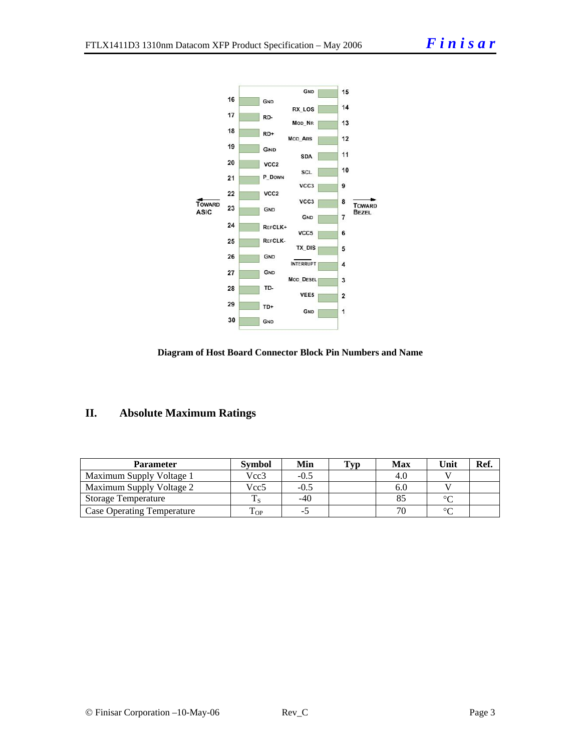| Pin | Name | Pin | Name |
|---|---|---|---|
| 16 | GND | 15 | GND |
| 17 | RD- | 14 | RX_LOS |
| 18 | RD+ | 13 | MOD_NR |
| 19 | GND | 12 | MOD_ABS |
| 20 | VCC2 | 11 | SDA |
| 21 | P_DOWN | 10 | SCL |
| 22 | VCC2 | 9 | VCC3 |
| 23 | GND | 8 | VCC3 |
| 24 | REFCLK+ | 7 | GND |
| 25 | REFCLK- | 6 | VCC5 |
| 26 | GND | 5 | TX_DIS |
| 27 | GND | 4 | INTERRUPT |
| 28 | TD- | 3 | MOD_DESEL |
| 29 | TD+ | 2 | VEE5 |
| 30 | GND | 1 | GND |

← TOWARD ASIC (pins 16–30) | TOWARD BEZEL → (pins 1–15)

**Diagram of Host Board Connector Block Pin Numbers and Name**

## II. Absolute Maximum Ratings

| Parameter | Symbol | Min | Typ | Max | Unit | Ref. |
|---|---|---|---|---|---|---|
| Maximum Supply Voltage 1 | Vcc3 | -0.5 | | 4.0 | V | |
| Maximum Supply Voltage 2 | Vcc5 | -0.5 | | 6.0 | V | |
| Storage Temperature | $T_S$ | -40 | | 85 | °C | |
| Case Operating Temperature | $T_{OP}$ | -5 | | 70 | °C | |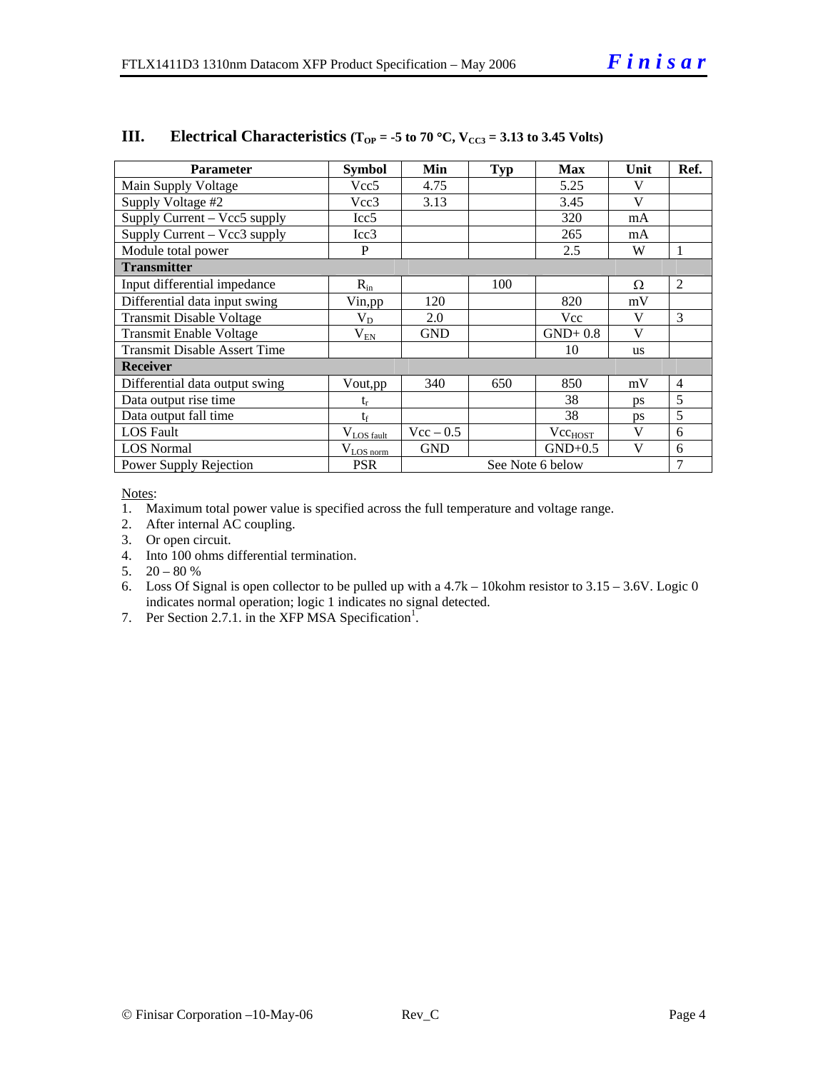## III. Electrical Characteristics ($T_{OP}$ = -5 to 70 °C, $V_{CC3}$ = 3.13 to 3.45 Volts)

| Parameter | Symbol | Min | Typ | Max | Unit | Ref. |
|---|---|---|---|---|---|---|
| Main Supply Voltage | Vcc5 | 4.75 | | 5.25 | V | |
| Supply Voltage #2 | Vcc3 | 3.13 | | 3.45 | V | |
| Supply Current – Vcc5 supply | Icc5 | | | 320 | mA | |
| Supply Current – Vcc3 supply | Icc3 | | | 265 | mA | |
| Module total power | P | | | 2.5 | W | 1 |
| **Transmitter** | | | | | | |
| Input differential impedance | $R_{in}$ | | 100 | | Ω | 2 |
| Differential data input swing | Vin,pp | 120 | | 820 | mV | |
| Transmit Disable Voltage | $V_D$ | 2.0 | | Vcc | V | 3 |
| Transmit Enable Voltage | $V_{EN}$ | GND | | GND+ 0.8 | V | |
| Transmit Disable Assert Time | | | | 10 | us | |
| **Receiver** | | | | | | |
| Differential data output swing | Vout,pp | 340 | 650 | 850 | mV | 4 |
| Data output rise time | $t_r$ | | | 38 | ps | 5 |
| Data output fall time | $t_f$ | | | 38 | ps | 5 |
| LOS Fault | $V_{LOS\ fault}$ | Vcc – 0.5 | | $Vcc_{HOST}$ | V | 6 |
| LOS Normal | $V_{LOS\ norm}$ | GND | | GND+0.5 | V | 6 |
| Power Supply Rejection | PSR | See Note 6 below | | | | 7 |

Notes:
1. Maximum total power value is specified across the full temperature and voltage range.
2. After internal AC coupling.
3. Or open circuit.
4. Into 100 ohms differential termination.
5. 20 – 80 %
6. Loss Of Signal is open collector to be pulled up with a 4.7k – 10kohm resistor to 3.15 – 3.6V. Logic 0 indicates normal operation; logic 1 indicates no signal detected.
7. Per Section 2.7.1. in the XFP MSA Specification[1].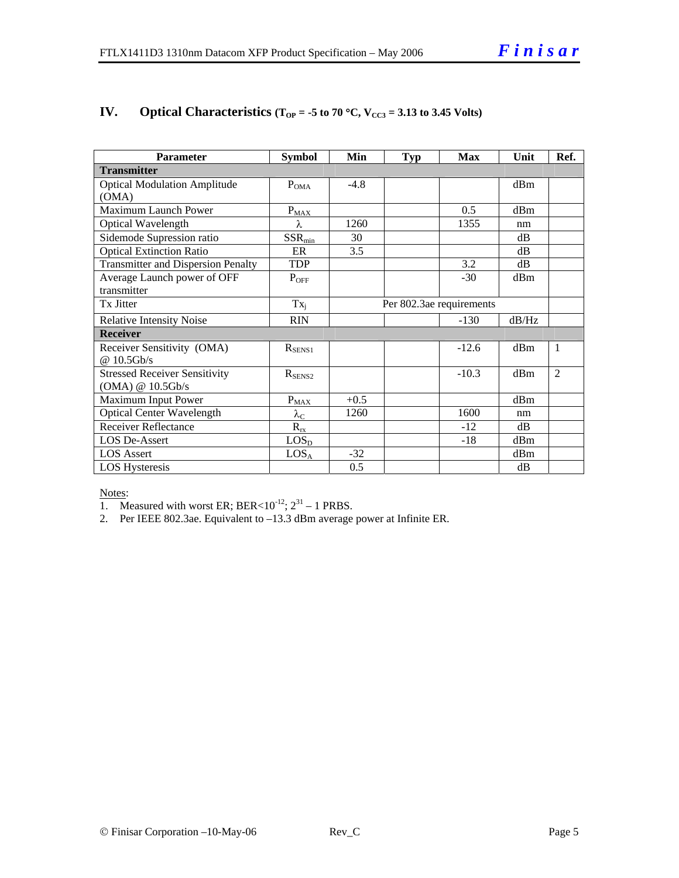## IV. Optical Characteristics ($T_{OP}$ = -5 to 70 °C, $V_{CC3}$ = 3.13 to 3.45 Volts)

| Parameter | Symbol | Min | Typ | Max | Unit | Ref. |
|---|---|---|---|---|---|---|
| **Transmitter** | | | | | | |
| Optical Modulation Amplitude (OMA) | $P_{OMA}$ | -4.8 | | | dBm | |
| Maximum Launch Power | $P_{MAX}$ | | | 0.5 | dBm | |
| Optical Wavelength | $\lambda$ | 1260 | | 1355 | nm | |
| Sidemode Supression ratio | $SSR_{min}$ | 30 | | | dB | |
| Optical Extinction Ratio | ER | 3.5 | | | dB | |
| Transmitter and Dispersion Penalty | TDP | | | 3.2 | dB | |
| Average Launch power of OFF transmitter | $P_{OFF}$ | | | -30 | dBm | |
| Tx Jitter | $Tx_j$ | Per 802.3ae requirements | | | | |
| Relative Intensity Noise | RIN | | | -130 | dB/Hz | |
| **Receiver** | | | | | | |
| Receiver Sensitivity (OMA) @ 10.5Gb/s | $R_{SENS1}$ | | | -12.6 | dBm | 1 |
| Stressed Receiver Sensitivity (OMA) @ 10.5Gb/s | $R_{SENS2}$ | | | -10.3 | dBm | 2 |
| Maximum Input Power | $P_{MAX}$ | +0.5 | | | dBm | |
| Optical Center Wavelength | $\lambda_C$ | 1260 | | 1600 | nm | |
| Receiver Reflectance | $R_{rx}$ | | | -12 | dB | |
| LOS De-Assert | $LOS_D$ | | | -18 | dBm | |
| LOS Assert | $LOS_A$ | -32 | | | dBm | |
| LOS Hysteresis | | 0.5 | | | dB | |

Notes:
1. Measured with worst ER; BER<$10^{-12}$; $2^{31} - 1$ PRBS.
2. Per IEEE 802.3ae. Equivalent to –13.3 dBm average power at Infinite ER.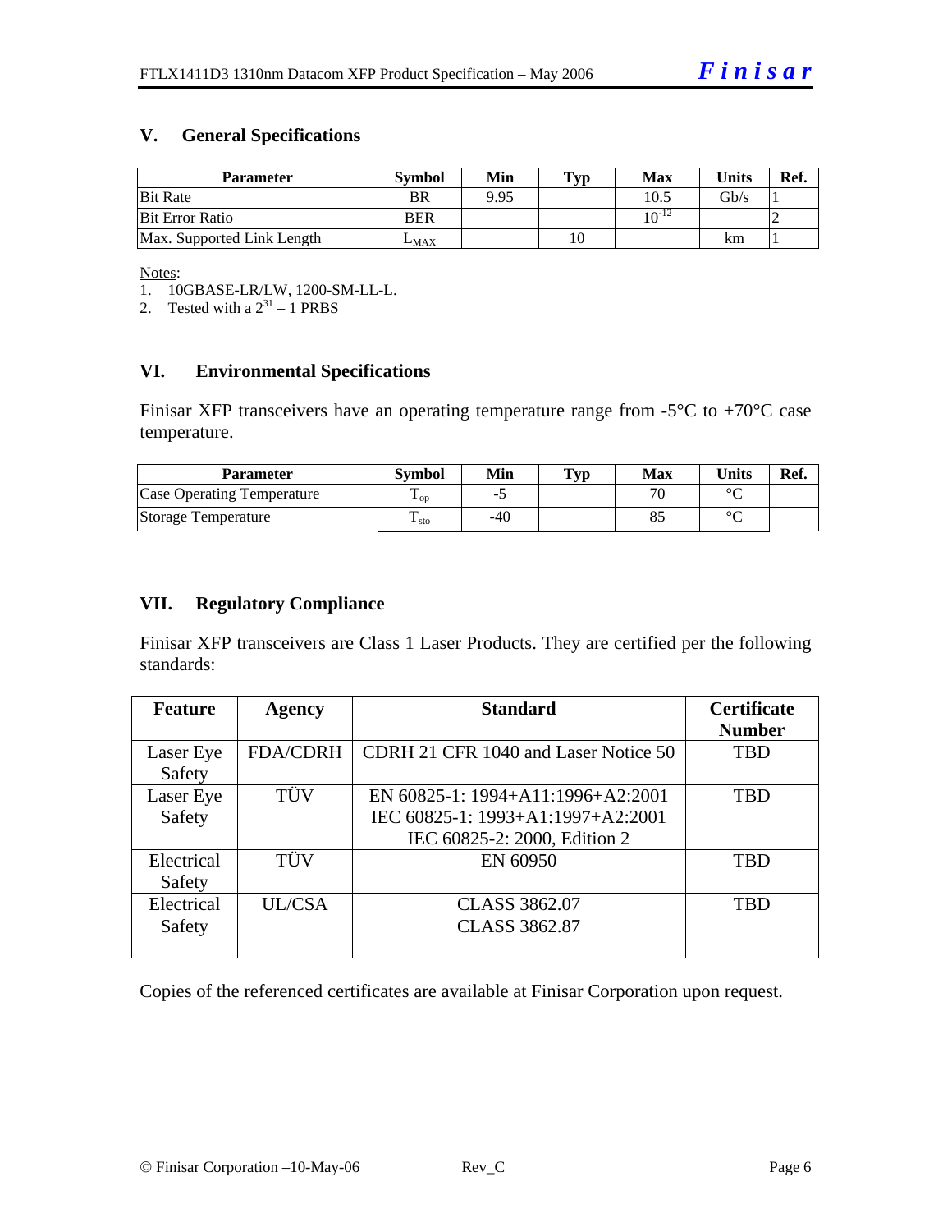## V. General Specifications

| Parameter | Symbol | Min | Typ | Max | Units | Ref. |
|---|---|---|---|---|---|---|
| Bit Rate | BR | 9.95 | | 10.5 | Gb/s | 1 |
| Bit Error Ratio | BER | | | $10^{-12}$ | | 2 |
| Max. Supported Link Length | $L_{MAX}$ | | 10 | | km | 1 |

Notes:

1. 10GBASE-LR/LW, 1200-SM-LL-L.
2. Tested with a $2^{31} - 1$ PRBS

## VI. Environmental Specifications

Finisar XFP transceivers have an operating temperature range from -5°C to +70°C case temperature.

| Parameter | Symbol | Min | Typ | Max | Units | Ref. |
|---|---|---|---|---|---|---|
| Case Operating Temperature | $T_{op}$ | -5 | | 70 | °C | |
| Storage Temperature | $T_{sto}$ | -40 | | 85 | °C | |

## VII. Regulatory Compliance

Finisar XFP transceivers are Class 1 Laser Products. They are certified per the following standards:

| Feature | Agency | Standard | Certificate Number |
|---|---|---|---|
| Laser Eye Safety | FDA/CDRH | CDRH 21 CFR 1040 and Laser Notice 50 | TBD |
| Laser Eye Safety | TÜV | EN 60825-1: 1994+A11:1996+A2:2001<br>IEC 60825-1: 1993+A1:1997+A2:2001<br>IEC 60825-2: 2000, Edition 2 | TBD |
| Electrical Safety | TÜV | EN 60950 | TBD |
| Electrical Safety | UL/CSA | CLASS 3862.07<br>CLASS 3862.87 | TBD |

Copies of the referenced certificates are available at Finisar Corporation upon request.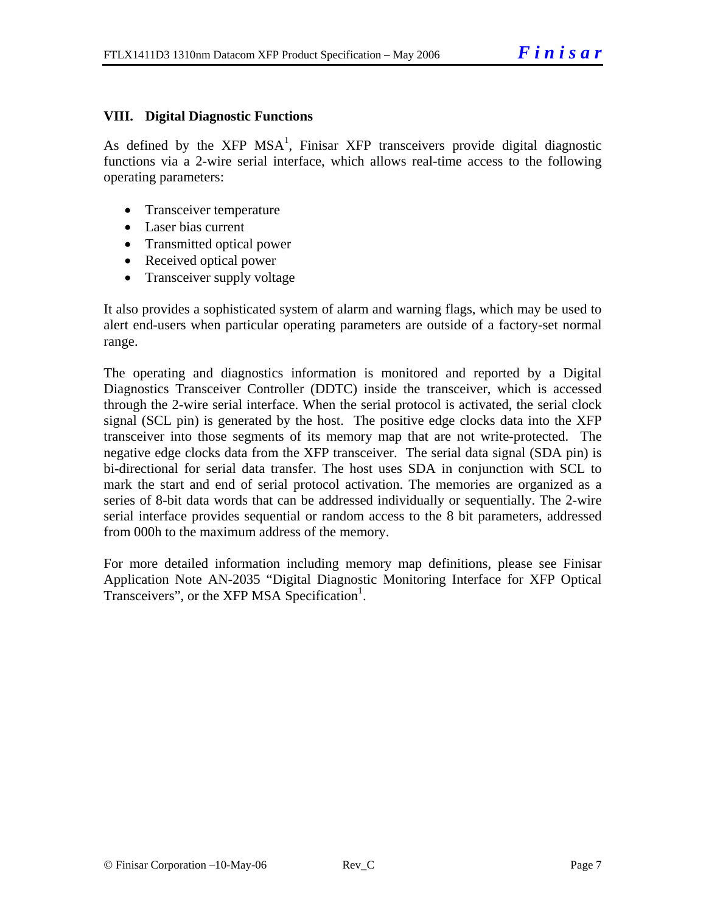## VIII. Digital Diagnostic Functions

As defined by the XFP MSA[1], Finisar XFP transceivers provide digital diagnostic functions via a 2-wire serial interface, which allows real-time access to the following operating parameters:

- Transceiver temperature
- Laser bias current
- Transmitted optical power
- Received optical power
- Transceiver supply voltage

It also provides a sophisticated system of alarm and warning flags, which may be used to alert end-users when particular operating parameters are outside of a factory-set normal range.

The operating and diagnostics information is monitored and reported by a Digital Diagnostics Transceiver Controller (DDTC) inside the transceiver, which is accessed through the 2-wire serial interface. When the serial protocol is activated, the serial clock signal (SCL pin) is generated by the host. The positive edge clocks data into the XFP transceiver into those segments of its memory map that are not write-protected. The negative edge clocks data from the XFP transceiver. The serial data signal (SDA pin) is bi-directional for serial data transfer. The host uses SDA in conjunction with SCL to mark the start and end of serial protocol activation. The memories are organized as a series of 8-bit data words that can be addressed individually or sequentially. The 2-wire serial interface provides sequential or random access to the 8 bit parameters, addressed from 000h to the maximum address of the memory.

For more detailed information including memory map definitions, please see Finisar Application Note AN-2035 "Digital Diagnostic Monitoring Interface for XFP Optical Transceivers", or the XFP MSA Specification[1].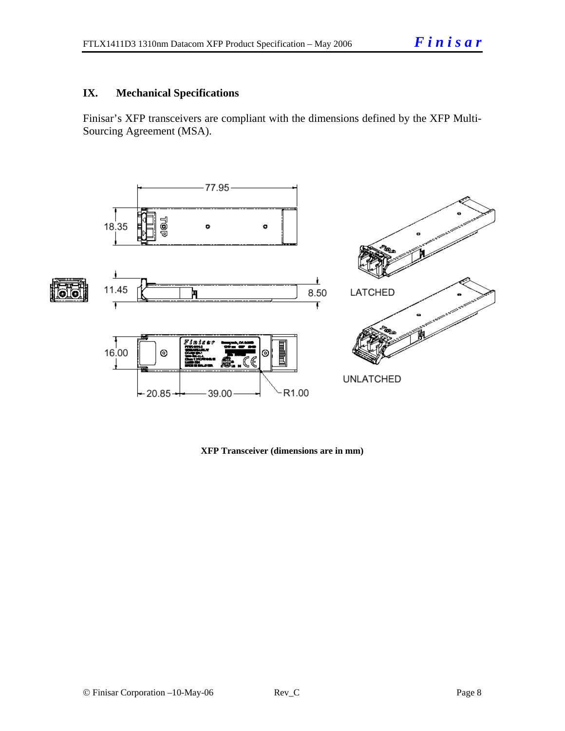## IX. Mechanical Specifications

Finisar's XFP transceivers are compliant with the dimensions defined by the XFP Multi-Sourcing Agreement (MSA).

**XFP Transceiver (dimensions are in mm)**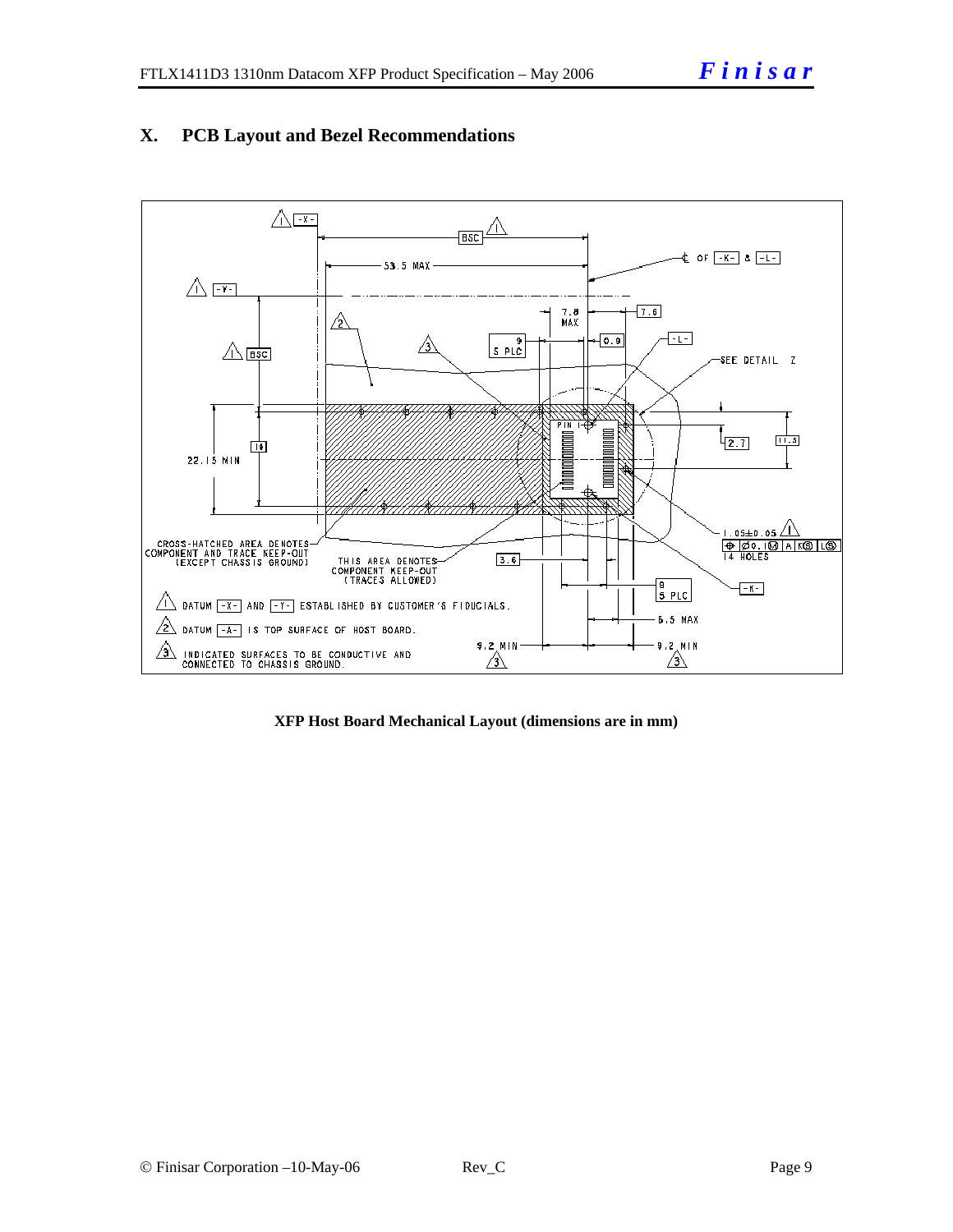## X. PCB Layout and Bezel Recommendations

**XFP Host Board Mechanical Layout (dimensions are in mm)**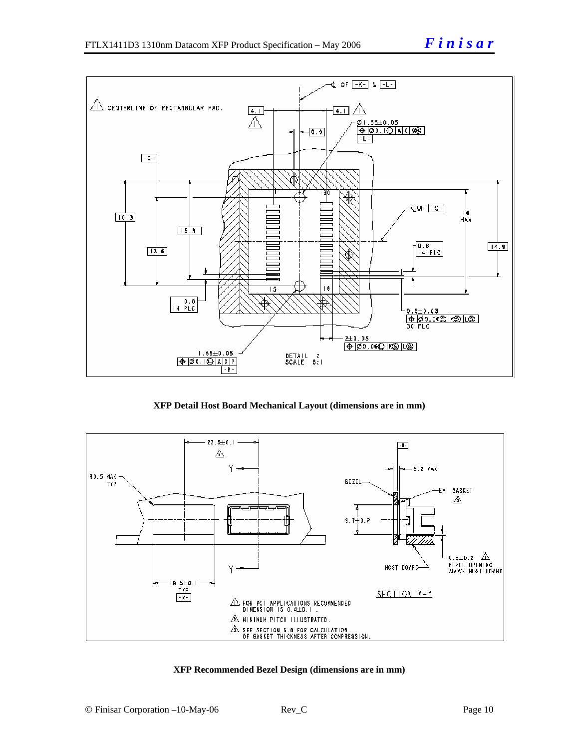XFP Detail Host Board Mechanical Layout (dimensions are in mm)

XFP Recommended Bezel Design (dimensions are in mm)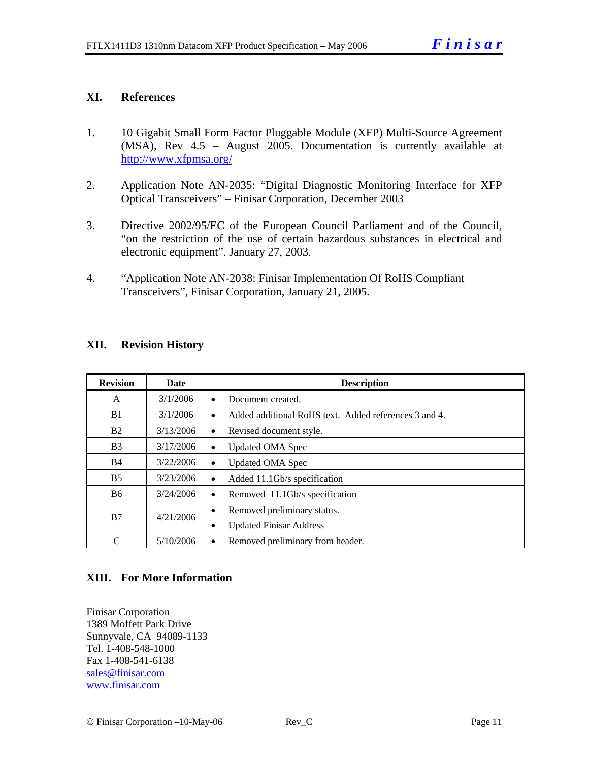## XI. References

1. 10 Gigabit Small Form Factor Pluggable Module (XFP) Multi-Source Agreement (MSA), Rev 4.5 – August 2005. Documentation is currently available at http://www.xfpmsa.org/

2. Application Note AN-2035: "Digital Diagnostic Monitoring Interface for XFP Optical Transceivers" – Finisar Corporation, December 2003

3. Directive 2002/95/EC of the European Council Parliament and of the Council, "on the restriction of the use of certain hazardous substances in electrical and electronic equipment". January 27, 2003.

4. "Application Note AN-2038: Finisar Implementation Of RoHS Compliant Transceivers", Finisar Corporation, January 21, 2005.

## XII. Revision History

| Revision | Date | Description |
|---|---|---|
| A | 3/1/2006 | • Document created. |
| B1 | 3/1/2006 | • Added additional RoHS text. Added references 3 and 4. |
| B2 | 3/13/2006 | • Revised document style. |
| B3 | 3/17/2006 | • Updated OMA Spec |
| B4 | 3/22/2006 | • Updated OMA Spec |
| B5 | 3/23/2006 | • Added 11.1Gb/s specification |
| B6 | 3/24/2006 | • Removed 11.1Gb/s specification |
| B7 | 4/21/2006 | • Removed preliminary status.<br>• Updated Finisar Address |
| C | 5/10/2006 | • Removed preliminary from header. |

## XIII. For More Information

Finisar Corporation  
1389 Moffett Park Drive  
Sunnyvale, CA 94089-1133  
Tel. 1-408-548-1000  
Fax 1-408-541-6138  
sales@finisar.com  
www.finisar.com